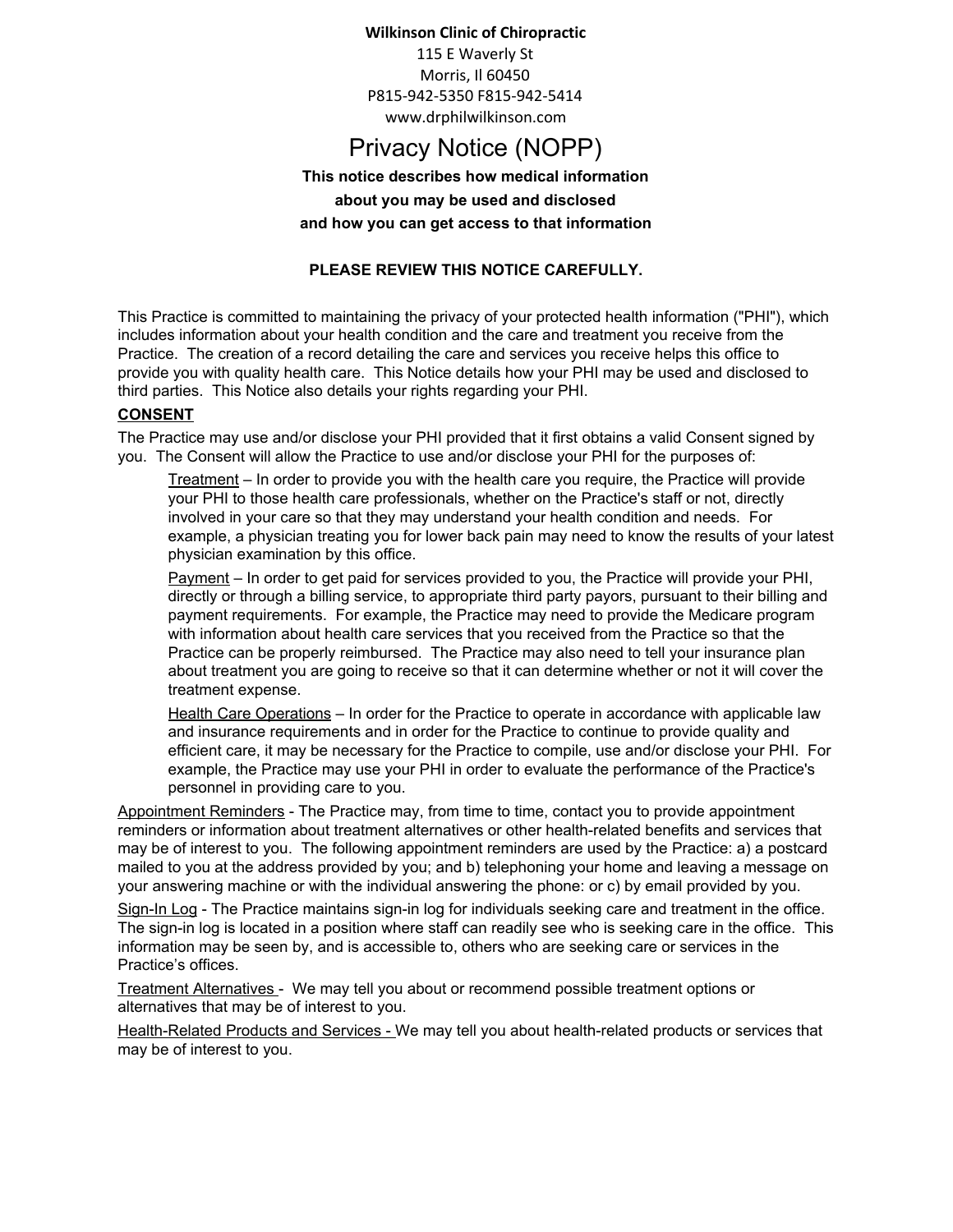**Wilkinson Clinic of Chiropractic**
115 E Waverly St
Morris, Il 60450
P815-942-5350 F815-942-5414
www.drphilwilkinson.com

# Privacy Notice (NOPP)

**This notice describes how medical information about you may be used and disclosed and how you can get access to that information**

**PLEASE REVIEW THIS NOTICE CAREFULLY.**

This Practice is committed to maintaining the privacy of your protected health information ("PHI"), which includes information about your health condition and the care and treatment you receive from the Practice. The creation of a record detailing the care and services you receive helps this office to provide you with quality health care. This Notice details how your PHI may be used and disclosed to third parties. This Notice also details your rights regarding your PHI.

**CONSENT**

The Practice may use and/or disclose your PHI provided that it first obtains a valid Consent signed by you. The Consent will allow the Practice to use and/or disclose your PHI for the purposes of:

> Treatment – In order to provide you with the health care you require, the Practice will provide your PHI to those health care professionals, whether on the Practice's staff or not, directly involved in your care so that they may understand your health condition and needs. For example, a physician treating you for lower back pain may need to know the results of your latest physician examination by this office.
>
> Payment – In order to get paid for services provided to you, the Practice will provide your PHI, directly or through a billing service, to appropriate third party payors, pursuant to their billing and payment requirements. For example, the Practice may need to provide the Medicare program with information about health care services that you received from the Practice so that the Practice can be properly reimbursed. The Practice may also need to tell your insurance plan about treatment you are going to receive so that it can determine whether or not it will cover the treatment expense.
>
> Health Care Operations – In order for the Practice to operate in accordance with applicable law and insurance requirements and in order for the Practice to continue to provide quality and efficient care, it may be necessary for the Practice to compile, use and/or disclose your PHI. For example, the Practice may use your PHI in order to evaluate the performance of the Practice's personnel in providing care to you.

Appointment Reminders - The Practice may, from time to time, contact you to provide appointment reminders or information about treatment alternatives or other health-related benefits and services that may be of interest to you. The following appointment reminders are used by the Practice: a) a postcard mailed to you at the address provided by you; and b) telephoning your home and leaving a message on your answering machine or with the individual answering the phone: or c) by email provided by you.

Sign-In Log - The Practice maintains sign-in log for individuals seeking care and treatment in the office. The sign-in log is located in a position where staff can readily see who is seeking care in the office. This information may be seen by, and is accessible to, others who are seeking care or services in the Practice's offices.

Treatment Alternatives - We may tell you about or recommend possible treatment options or alternatives that may be of interest to you.

Health-Related Products and Services - We may tell you about health-related products or services that may be of interest to you.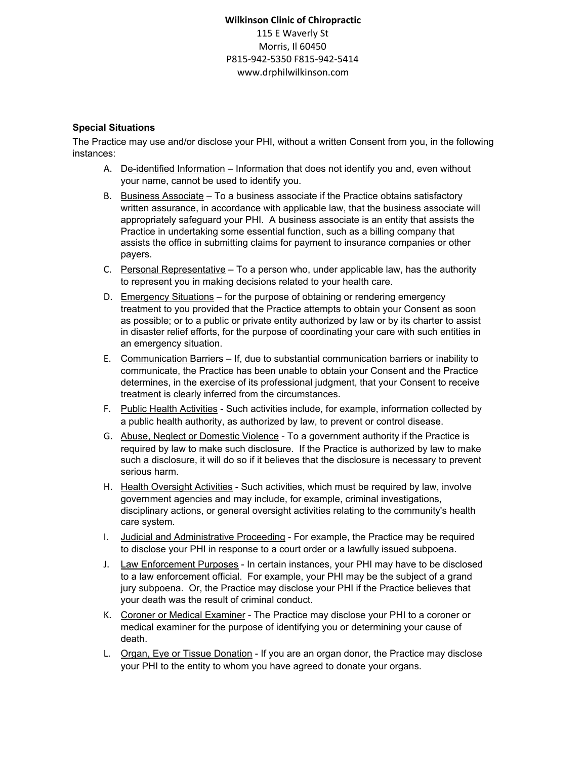**Wilkinson Clinic of Chiropractic**
115 E Waverly St
Morris, Il 60450
P815-942-5350 F815-942-5414
www.drphilwilkinson.com

**Special Situations**

The Practice may use and/or disclose your PHI, without a written Consent from you, in the following instances:

A. De-identified Information – Information that does not identify you and, even without your name, cannot be used to identify you.

B. Business Associate – To a business associate if the Practice obtains satisfactory written assurance, in accordance with applicable law, that the business associate will appropriately safeguard your PHI. A business associate is an entity that assists the Practice in undertaking some essential function, such as a billing company that assists the office in submitting claims for payment to insurance companies or other payers.

C. Personal Representative – To a person who, under applicable law, has the authority to represent you in making decisions related to your health care.

D. Emergency Situations – for the purpose of obtaining or rendering emergency treatment to you provided that the Practice attempts to obtain your Consent as soon as possible; or to a public or private entity authorized by law or by its charter to assist in disaster relief efforts, for the purpose of coordinating your care with such entities in an emergency situation.

E. Communication Barriers – If, due to substantial communication barriers or inability to communicate, the Practice has been unable to obtain your Consent and the Practice determines, in the exercise of its professional judgment, that your Consent to receive treatment is clearly inferred from the circumstances.

F. Public Health Activities - Such activities include, for example, information collected by a public health authority, as authorized by law, to prevent or control disease.

G. Abuse, Neglect or Domestic Violence - To a government authority if the Practice is required by law to make such disclosure. If the Practice is authorized by law to make such a disclosure, it will do so if it believes that the disclosure is necessary to prevent serious harm.

H. Health Oversight Activities - Such activities, which must be required by law, involve government agencies and may include, for example, criminal investigations, disciplinary actions, or general oversight activities relating to the community's health care system.

I. Judicial and Administrative Proceeding - For example, the Practice may be required to disclose your PHI in response to a court order or a lawfully issued subpoena.

J. Law Enforcement Purposes - In certain instances, your PHI may have to be disclosed to a law enforcement official. For example, your PHI may be the subject of a grand jury subpoena. Or, the Practice may disclose your PHI if the Practice believes that your death was the result of criminal conduct.

K. Coroner or Medical Examiner - The Practice may disclose your PHI to a coroner or medical examiner for the purpose of identifying you or determining your cause of death.

L. Organ, Eye or Tissue Donation - If you are an organ donor, the Practice may disclose your PHI to the entity to whom you have agreed to donate your organs.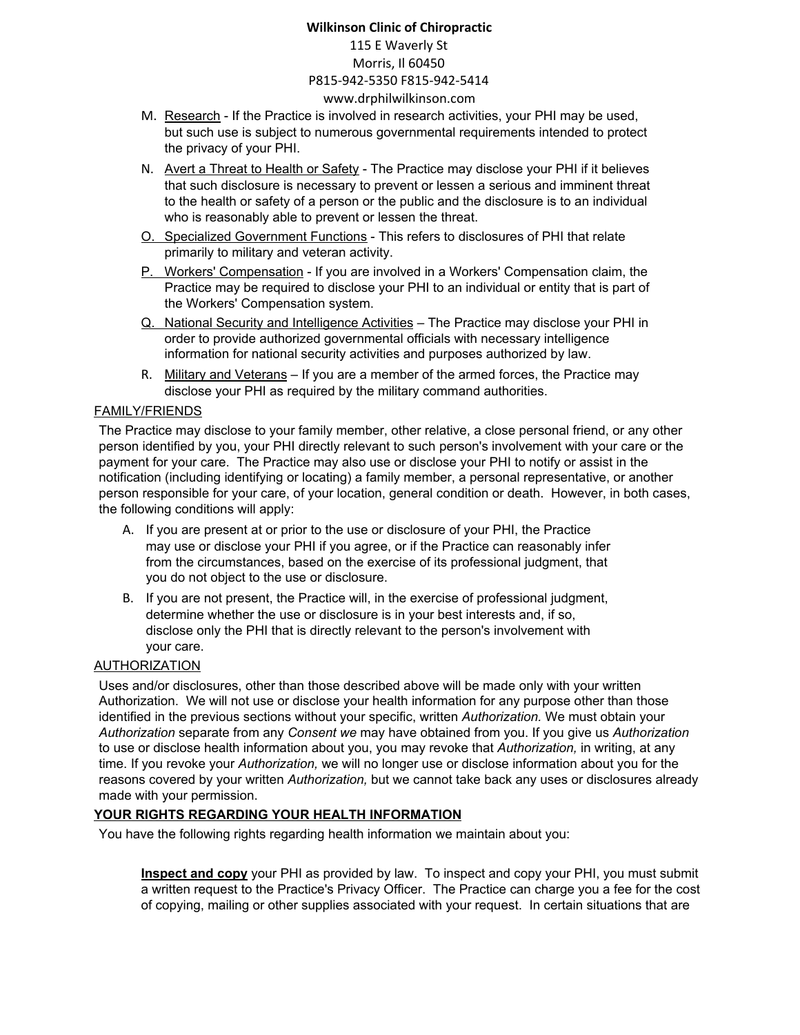M. Research - If the Practice is involved in research activities, your PHI may be used, but such use is subject to numerous governmental requirements intended to protect the privacy of your PHI.

N. Avert a Threat to Health or Safety - The Practice may disclose your PHI if it believes that such disclosure is necessary to prevent or lessen a serious and imminent threat to the health or safety of a person or the public and the disclosure is to an individual who is reasonably able to prevent or lessen the threat.

O. Specialized Government Functions - This refers to disclosures of PHI that relate primarily to military and veteran activity.

P. Workers' Compensation - If you are involved in a Workers' Compensation claim, the Practice may be required to disclose your PHI to an individual or entity that is part of the Workers' Compensation system.

Q. National Security and Intelligence Activities – The Practice may disclose your PHI in order to provide authorized governmental officials with necessary intelligence information for national security activities and purposes authorized by law.

R. Military and Veterans – If you are a member of the armed forces, the Practice may disclose your PHI as required by the military command authorities.

FAMILY/FRIENDS

The Practice may disclose to your family member, other relative, a close personal friend, or any other person identified by you, your PHI directly relevant to such person's involvement with your care or the payment for your care. The Practice may also use or disclose your PHI to notify or assist in the notification (including identifying or locating) a family member, a personal representative, or another person responsible for your care, of your location, general condition or death. However, in both cases, the following conditions will apply:

A. If you are present at or prior to the use or disclosure of your PHI, the Practice may use or disclose your PHI if you agree, or if the Practice can reasonably infer from the circumstances, based on the exercise of its professional judgment, that you do not object to the use or disclosure.

B. If you are not present, the Practice will, in the exercise of professional judgment, determine whether the use or disclosure is in your best interests and, if so, disclose only the PHI that is directly relevant to the person's involvement with your care.

AUTHORIZATION

Uses and/or disclosures, other than those described above will be made only with your written Authorization. We will not use or disclose your health information for any purpose other than those identified in the previous sections without your specific, written *Authorization.* We must obtain your *Authorization* separate from any *Consent we* may have obtained from you. If you give us *Authorization* to use or disclose health information about you, you may revoke that *Authorization,* in writing, at any time. If you revoke your *Authorization,* we will no longer use or disclose information about you for the reasons covered by your written *Authorization,* but we cannot take back any uses or disclosures already made with your permission.

**YOUR RIGHTS REGARDING YOUR HEALTH INFORMATION**

You have the following rights regarding health information we maintain about you:

**Inspect and copy** your PHI as provided by law. To inspect and copy your PHI, you must submit a written request to the Practice's Privacy Officer. The Practice can charge you a fee for the cost of copying, mailing or other supplies associated with your request. In certain situations that are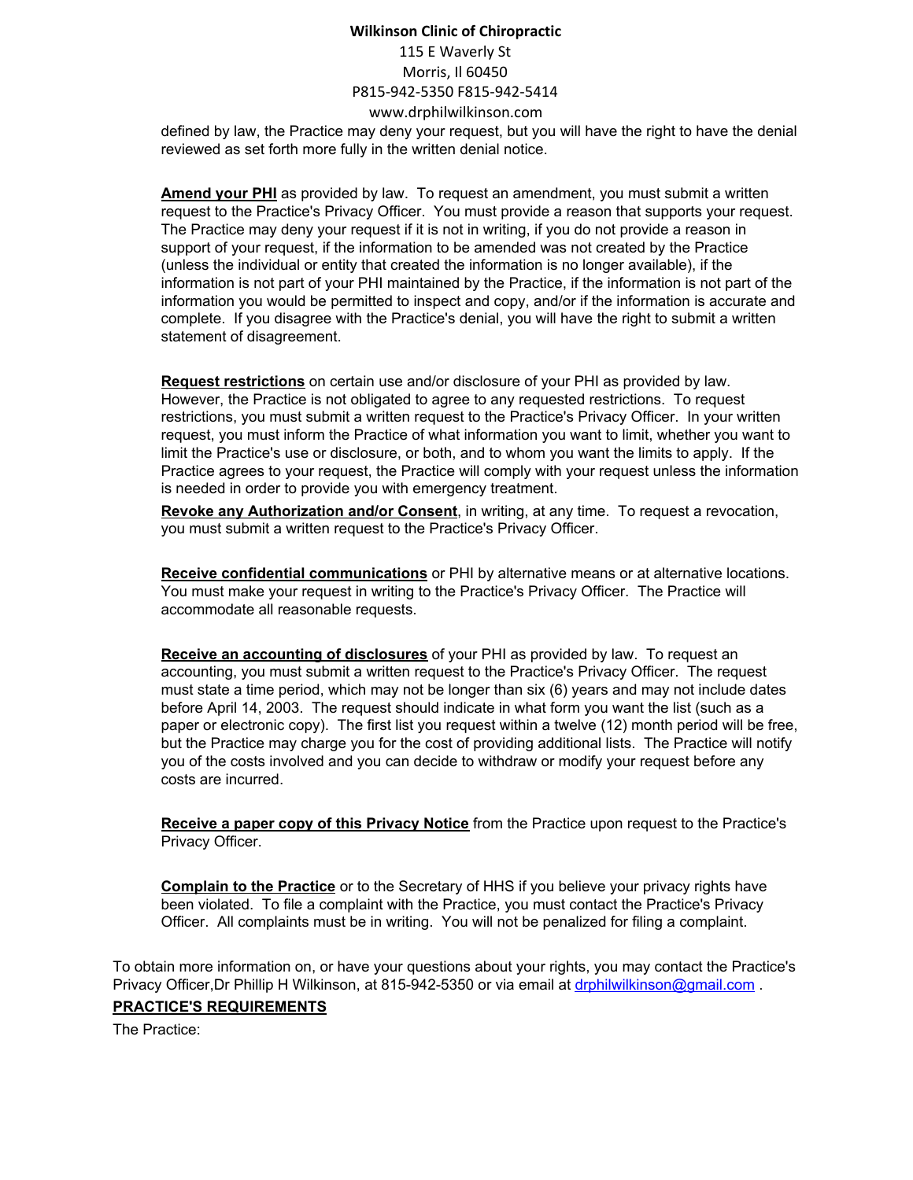defined by law, the Practice may deny your request, but you will have the right to have the denial reviewed as set forth more fully in the written denial notice.

**Amend your PHI** as provided by law. To request an amendment, you must submit a written request to the Practice's Privacy Officer. You must provide a reason that supports your request. The Practice may deny your request if it is not in writing, if you do not provide a reason in support of your request, if the information to be amended was not created by the Practice (unless the individual or entity that created the information is no longer available), if the information is not part of your PHI maintained by the Practice, if the information is not part of the information you would be permitted to inspect and copy, and/or if the information is accurate and complete. If you disagree with the Practice's denial, you will have the right to submit a written statement of disagreement.

**Request restrictions** on certain use and/or disclosure of your PHI as provided by law. However, the Practice is not obligated to agree to any requested restrictions. To request restrictions, you must submit a written request to the Practice's Privacy Officer. In your written request, you must inform the Practice of what information you want to limit, whether you want to limit the Practice's use or disclosure, or both, and to whom you want the limits to apply. If the Practice agrees to your request, the Practice will comply with your request unless the information is needed in order to provide you with emergency treatment.

**Revoke any Authorization and/or Consent**, in writing, at any time. To request a revocation, you must submit a written request to the Practice's Privacy Officer.

**Receive confidential communications** or PHI by alternative means or at alternative locations. You must make your request in writing to the Practice's Privacy Officer. The Practice will accommodate all reasonable requests.

**Receive an accounting of disclosures** of your PHI as provided by law. To request an accounting, you must submit a written request to the Practice's Privacy Officer. The request must state a time period, which may not be longer than six (6) years and may not include dates before April 14, 2003. The request should indicate in what form you want the list (such as a paper or electronic copy). The first list you request within a twelve (12) month period will be free, but the Practice may charge you for the cost of providing additional lists. The Practice will notify you of the costs involved and you can decide to withdraw or modify your request before any costs are incurred.

**Receive a paper copy of this Privacy Notice** from the Practice upon request to the Practice's Privacy Officer.

**Complain to the Practice** or to the Secretary of HHS if you believe your privacy rights have been violated. To file a complaint with the Practice, you must contact the Practice's Privacy Officer. All complaints must be in writing. You will not be penalized for filing a complaint.

To obtain more information on, or have your questions about your rights, you may contact the Practice's Privacy Officer,Dr Phillip H Wilkinson, at 815-942-5350 or via email at drphilwilkinson@gmail.com .

**PRACTICE'S REQUIREMENTS**

The Practice: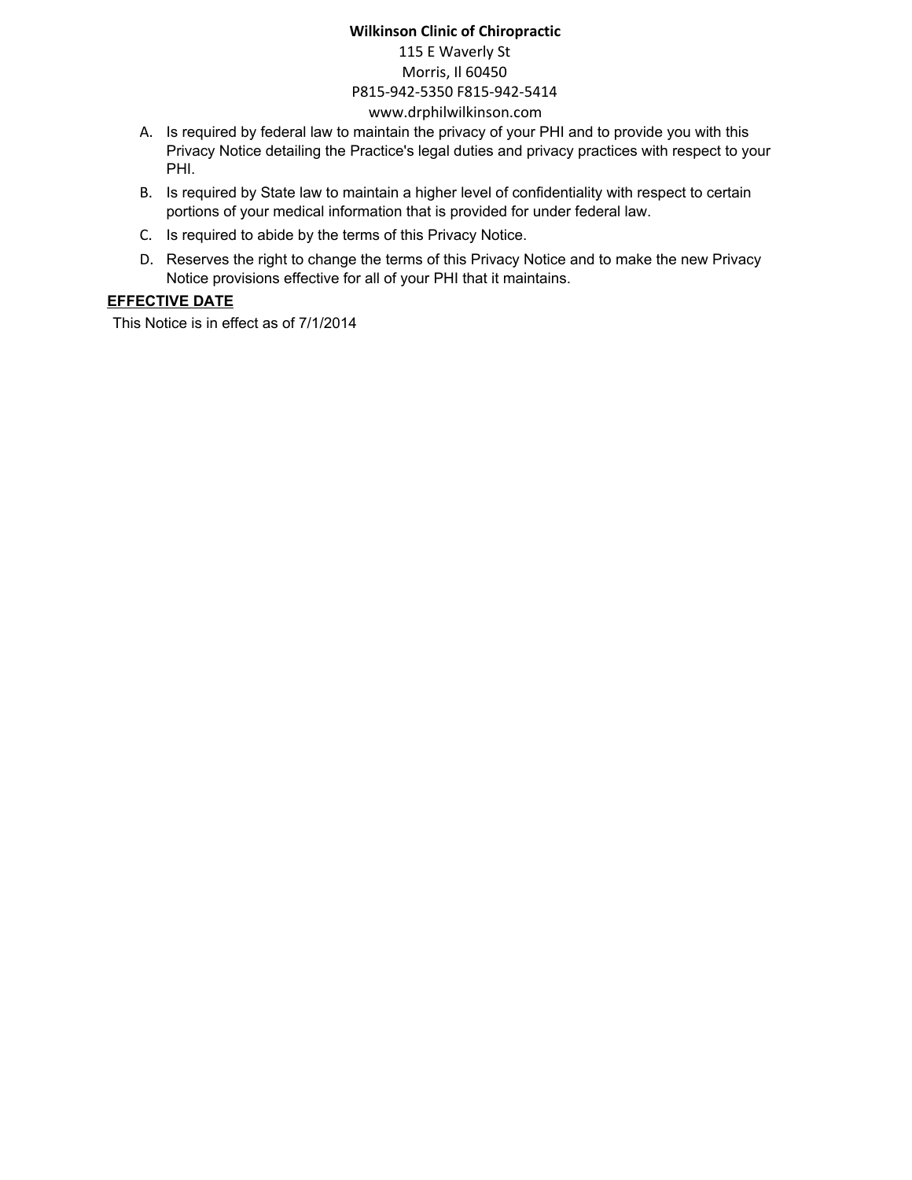A. Is required by federal law to maintain the privacy of your PHI and to provide you with this Privacy Notice detailing the Practice's legal duties and privacy practices with respect to your PHI.

B. Is required by State law to maintain a higher level of confidentiality with respect to certain portions of your medical information that is provided for under federal law.

C. Is required to abide by the terms of this Privacy Notice.

D. Reserves the right to change the terms of this Privacy Notice and to make the new Privacy Notice provisions effective for all of your PHI that it maintains.

**EFFECTIVE DATE**

This Notice is in effect as of 7/1/2014